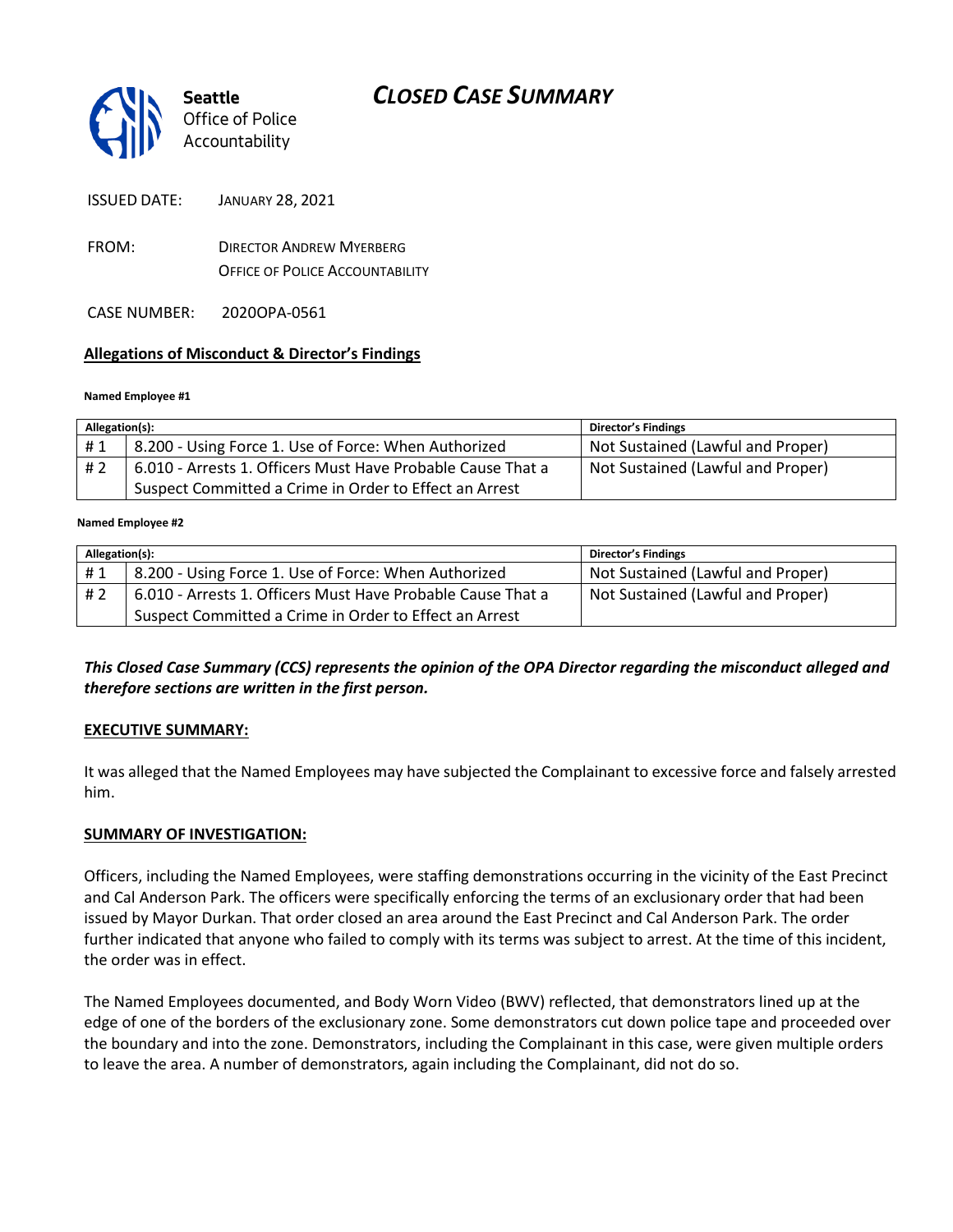**Seattle** Office of Police Accountability

# CLOSED CASE SUMMARY

ISSUED DATE: JANUARY 28, 2021

FROM: DIRECTOR ANDREW MYERBERG
OFFICE OF POLICE ACCOUNTABILITY

CASE NUMBER: 2020OPA-0561

## Allegations of Misconduct & Director's Findings

**Named Employee #1**

| Allegation(s): | | Director's Findings |
|---|---|---|
| # 1 | 8.200 - Using Force 1. Use of Force: When Authorized | Not Sustained (Lawful and Proper) |
| # 2 | 6.010 - Arrests 1. Officers Must Have Probable Cause That a Suspect Committed a Crime in Order to Effect an Arrest | Not Sustained (Lawful and Proper) |

**Named Employee #2**

| Allegation(s): | | Director's Findings |
|---|---|---|
| # 1 | 8.200 - Using Force 1. Use of Force: When Authorized | Not Sustained (Lawful and Proper) |
| # 2 | 6.010 - Arrests 1. Officers Must Have Probable Cause That a Suspect Committed a Crime in Order to Effect an Arrest | Not Sustained (Lawful and Proper) |

***This Closed Case Summary (CCS) represents the opinion of the OPA Director regarding the misconduct alleged and therefore sections are written in the first person.***

**EXECUTIVE SUMMARY:**

It was alleged that the Named Employees may have subjected the Complainant to excessive force and falsely arrested him.

**SUMMARY OF INVESTIGATION:**

Officers, including the Named Employees, were staffing demonstrations occurring in the vicinity of the East Precinct and Cal Anderson Park. The officers were specifically enforcing the terms of an exclusionary order that had been issued by Mayor Durkan. That order closed an area around the East Precinct and Cal Anderson Park. The order further indicated that anyone who failed to comply with its terms was subject to arrest. At the time of this incident, the order was in effect.

The Named Employees documented, and Body Worn Video (BWV) reflected, that demonstrators lined up at the edge of one of the borders of the exclusionary zone. Some demonstrators cut down police tape and proceeded over the boundary and into the zone. Demonstrators, including the Complainant in this case, were given multiple orders to leave the area. A number of demonstrators, again including the Complainant, did not do so.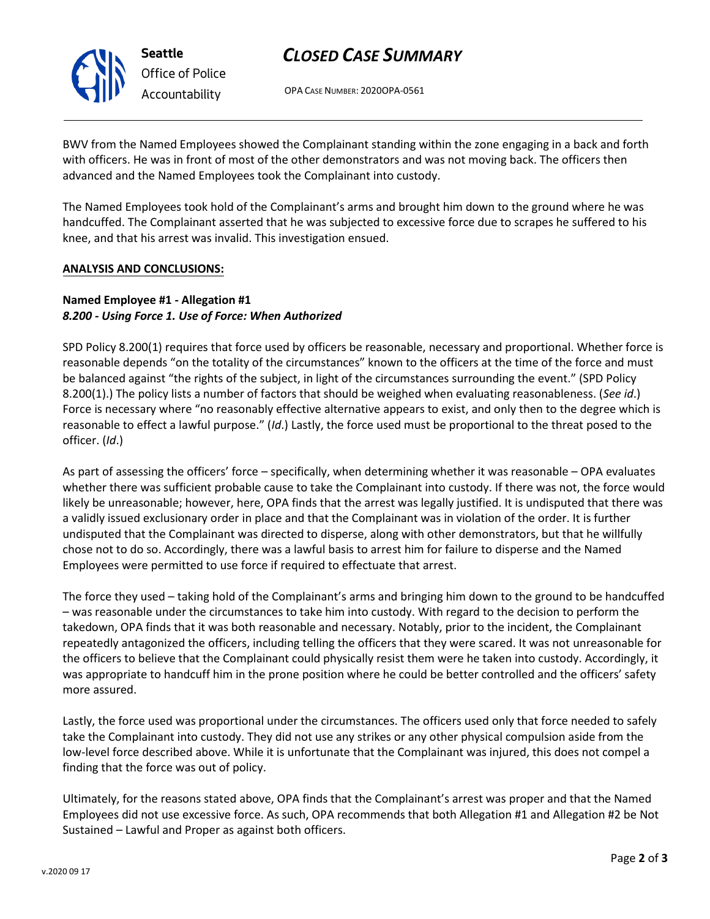BWV from the Named Employees showed the Complainant standing within the zone engaging in a back and forth with officers. He was in front of most of the other demonstrators and was not moving back. The officers then advanced and the Named Employees took the Complainant into custody.

The Named Employees took hold of the Complainant's arms and brought him down to the ground where he was handcuffed. The Complainant asserted that he was subjected to excessive force due to scrapes he suffered to his knee, and that his arrest was invalid. This investigation ensued.

**ANALYSIS AND CONCLUSIONS:**

**Named Employee #1 - Allegation #1**
***8.200 - Using Force 1. Use of Force: When Authorized***

SPD Policy 8.200(1) requires that force used by officers be reasonable, necessary and proportional. Whether force is reasonable depends "on the totality of the circumstances" known to the officers at the time of the force and must be balanced against "the rights of the subject, in light of the circumstances surrounding the event." (SPD Policy 8.200(1).) The policy lists a number of factors that should be weighed when evaluating reasonableness. (*See id*.) Force is necessary where "no reasonably effective alternative appears to exist, and only then to the degree which is reasonable to effect a lawful purpose." (*Id*.) Lastly, the force used must be proportional to the threat posed to the officer. (*Id*.)

As part of assessing the officers' force – specifically, when determining whether it was reasonable – OPA evaluates whether there was sufficient probable cause to take the Complainant into custody. If there was not, the force would likely be unreasonable; however, here, OPA finds that the arrest was legally justified. It is undisputed that there was a validly issued exclusionary order in place and that the Complainant was in violation of the order. It is further undisputed that the Complainant was directed to disperse, along with other demonstrators, but that he willfully chose not to do so. Accordingly, there was a lawful basis to arrest him for failure to disperse and the Named Employees were permitted to use force if required to effectuate that arrest.

The force they used – taking hold of the Complainant's arms and bringing him down to the ground to be handcuffed – was reasonable under the circumstances to take him into custody. With regard to the decision to perform the takedown, OPA finds that it was both reasonable and necessary. Notably, prior to the incident, the Complainant repeatedly antagonized the officers, including telling the officers that they were scared. It was not unreasonable for the officers to believe that the Complainant could physically resist them were he taken into custody. Accordingly, it was appropriate to handcuff him in the prone position where he could be better controlled and the officers' safety more assured.

Lastly, the force used was proportional under the circumstances. The officers used only that force needed to safely take the Complainant into custody. They did not use any strikes or any other physical compulsion aside from the low-level force described above. While it is unfortunate that the Complainant was injured, this does not compel a finding that the force was out of policy.

Ultimately, for the reasons stated above, OPA finds that the Complainant's arrest was proper and that the Named Employees did not use excessive force. As such, OPA recommends that both Allegation #1 and Allegation #2 be Not Sustained – Lawful and Proper as against both officers.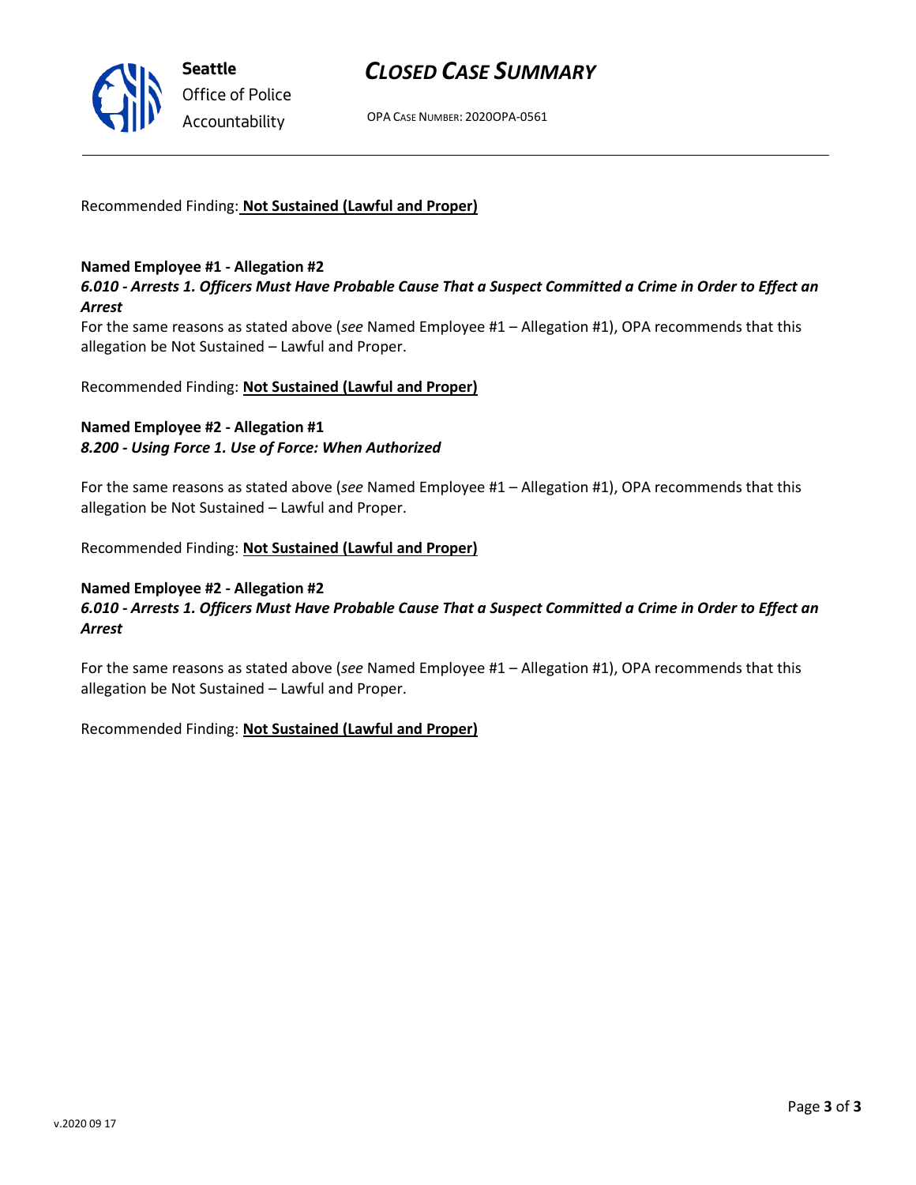Recommended Finding: **Not Sustained (Lawful and Proper)**

**Named Employee #1 - Allegation #2**
***6.010 - Arrests 1. Officers Must Have Probable Cause That a Suspect Committed a Crime in Order to Effect an Arrest***

For the same reasons as stated above (*see* Named Employee #1 – Allegation #1), OPA recommends that this allegation be Not Sustained – Lawful and Proper.

Recommended Finding: **Not Sustained (Lawful and Proper)**

**Named Employee #2 - Allegation #1**
***8.200 - Using Force 1. Use of Force: When Authorized***

For the same reasons as stated above (*see* Named Employee #1 – Allegation #1), OPA recommends that this allegation be Not Sustained – Lawful and Proper.

Recommended Finding: **Not Sustained (Lawful and Proper)**

**Named Employee #2 - Allegation #2**
***6.010 - Arrests 1. Officers Must Have Probable Cause That a Suspect Committed a Crime in Order to Effect an Arrest***

For the same reasons as stated above (*see* Named Employee #1 – Allegation #1), OPA recommends that this allegation be Not Sustained – Lawful and Proper.

Recommended Finding: **Not Sustained (Lawful and Proper)**